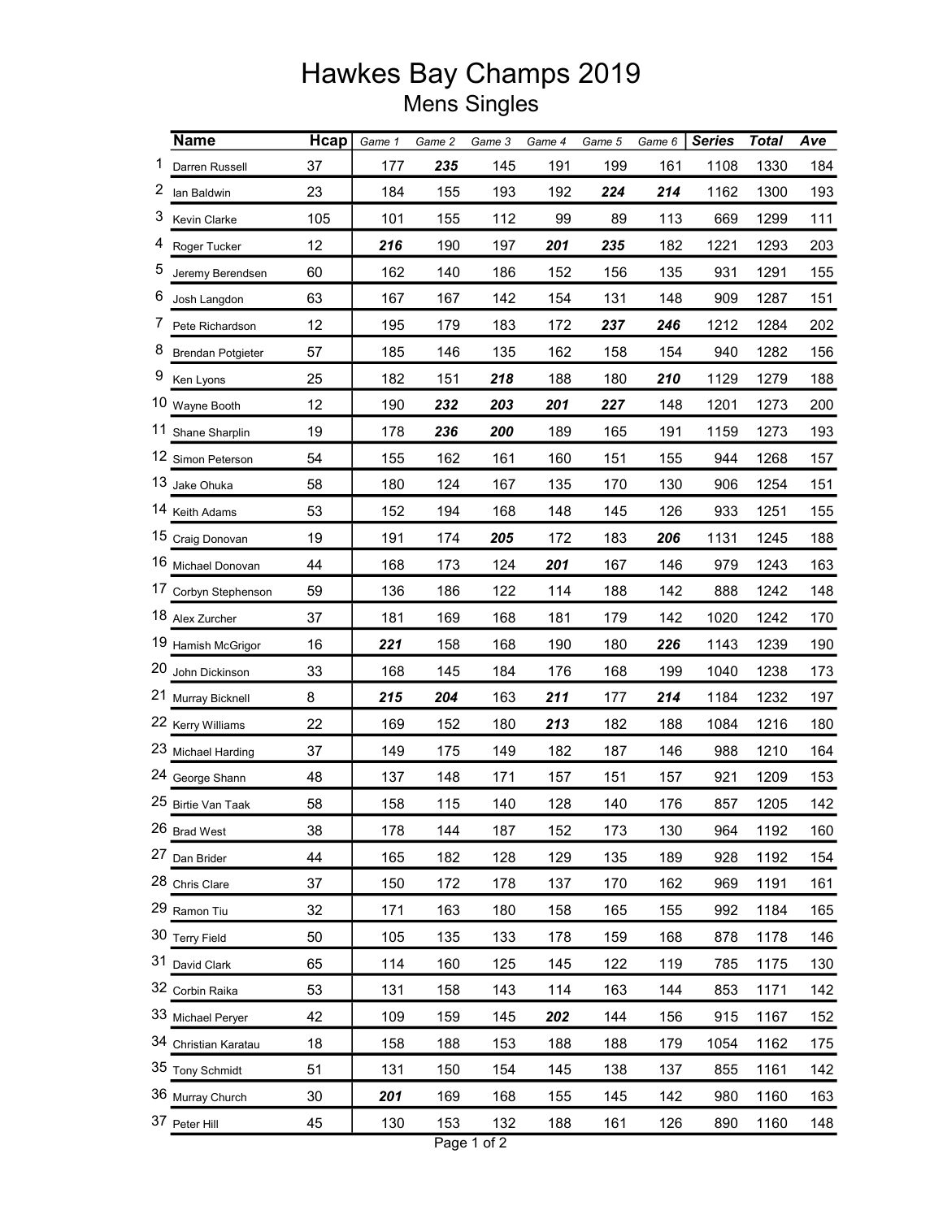# Hawkes Bay Champs 2019

## Mens Singles

| | Name | Hcap | Game 1 | Game 2 | Game 3 | Game 4 | Game 5 | Game 6 | Series | Total | Ave |
|---|---|---|---|---|---|---|---|---|---|---|---|
| 1 | Darren Russell | 37 | 177 | ***235*** | 145 | 191 | 199 | 161 | 1108 | 1330 | 184 |
| 2 | Ian Baldwin | 23 | 184 | 155 | 193 | 192 | ***224*** | ***214*** | 1162 | 1300 | 193 |
| 3 | Kevin Clarke | 105 | 101 | 155 | 112 | 99 | 89 | 113 | 669 | 1299 | 111 |
| 4 | Roger Tucker | 12 | ***216*** | 190 | 197 | ***201*** | ***235*** | 182 | 1221 | 1293 | 203 |
| 5 | Jeremy Berendsen | 60 | 162 | 140 | 186 | 152 | 156 | 135 | 931 | 1291 | 155 |
| 6 | Josh Langdon | 63 | 167 | 167 | 142 | 154 | 131 | 148 | 909 | 1287 | 151 |
| 7 | Pete Richardson | 12 | 195 | 179 | 183 | 172 | ***237*** | ***246*** | 1212 | 1284 | 202 |
| 8 | Brendan Potgieter | 57 | 185 | 146 | 135 | 162 | 158 | 154 | 940 | 1282 | 156 |
| 9 | Ken Lyons | 25 | 182 | 151 | ***218*** | 188 | 180 | ***210*** | 1129 | 1279 | 188 |
| 10 | Wayne Booth | 12 | 190 | ***232*** | ***203*** | ***201*** | ***227*** | 148 | 1201 | 1273 | 200 |
| 11 | Shane Sharplin | 19 | 178 | ***236*** | ***200*** | 189 | 165 | 191 | 1159 | 1273 | 193 |
| 12 | Simon Peterson | 54 | 155 | 162 | 161 | 160 | 151 | 155 | 944 | 1268 | 157 |
| 13 | Jake Ohuka | 58 | 180 | 124 | 167 | 135 | 170 | 130 | 906 | 1254 | 151 |
| 14 | Keith Adams | 53 | 152 | 194 | 168 | 148 | 145 | 126 | 933 | 1251 | 155 |
| 15 | Craig Donovan | 19 | 191 | 174 | ***205*** | 172 | 183 | ***206*** | 1131 | 1245 | 188 |
| 16 | Michael Donovan | 44 | 168 | 173 | 124 | ***201*** | 167 | 146 | 979 | 1243 | 163 |
| 17 | Corbyn Stephenson | 59 | 136 | 186 | 122 | 114 | 188 | 142 | 888 | 1242 | 148 |
| 18 | Alex Zurcher | 37 | 181 | 169 | 168 | 181 | 179 | 142 | 1020 | 1242 | 170 |
| 19 | Hamish McGrigor | 16 | ***221*** | 158 | 168 | 190 | 180 | ***226*** | 1143 | 1239 | 190 |
| 20 | John Dickinson | 33 | 168 | 145 | 184 | 176 | 168 | 199 | 1040 | 1238 | 173 |
| 21 | Murray Bicknell | 8 | ***215*** | ***204*** | 163 | ***211*** | 177 | ***214*** | 1184 | 1232 | 197 |
| 22 | Kerry Williams | 22 | 169 | 152 | 180 | ***213*** | 182 | 188 | 1084 | 1216 | 180 |
| 23 | Michael Harding | 37 | 149 | 175 | 149 | 182 | 187 | 146 | 988 | 1210 | 164 |
| 24 | George Shann | 48 | 137 | 148 | 171 | 157 | 151 | 157 | 921 | 1209 | 153 |
| 25 | Birtie Van Taak | 58 | 158 | 115 | 140 | 128 | 140 | 176 | 857 | 1205 | 142 |
| 26 | Brad West | 38 | 178 | 144 | 187 | 152 | 173 | 130 | 964 | 1192 | 160 |
| 27 | Dan Brider | 44 | 165 | 182 | 128 | 129 | 135 | 189 | 928 | 1192 | 154 |
| 28 | Chris Clare | 37 | 150 | 172 | 178 | 137 | 170 | 162 | 969 | 1191 | 161 |
| 29 | Ramon Tiu | 32 | 171 | 163 | 180 | 158 | 165 | 155 | 992 | 1184 | 165 |
| 30 | Terry Field | 50 | 105 | 135 | 133 | 178 | 159 | 168 | 878 | 1178 | 146 |
| 31 | David Clark | 65 | 114 | 160 | 125 | 145 | 122 | 119 | 785 | 1175 | 130 |
| 32 | Corbin Raika | 53 | 131 | 158 | 143 | 114 | 163 | 144 | 853 | 1171 | 142 |
| 33 | Michael Peryer | 42 | 109 | 159 | 145 | ***202*** | 144 | 156 | 915 | 1167 | 152 |
| 34 | Christian Karatau | 18 | 158 | 188 | 153 | 188 | 188 | 179 | 1054 | 1162 | 175 |
| 35 | Tony Schmidt | 51 | 131 | 150 | 154 | 145 | 138 | 137 | 855 | 1161 | 142 |
| 36 | Murray Church | 30 | ***201*** | 169 | 168 | 155 | 145 | 142 | 980 | 1160 | 163 |
| 37 | Peter Hill | 45 | 130 | 153 | 132 | 188 | 161 | 126 | 890 | 1160 | 148 |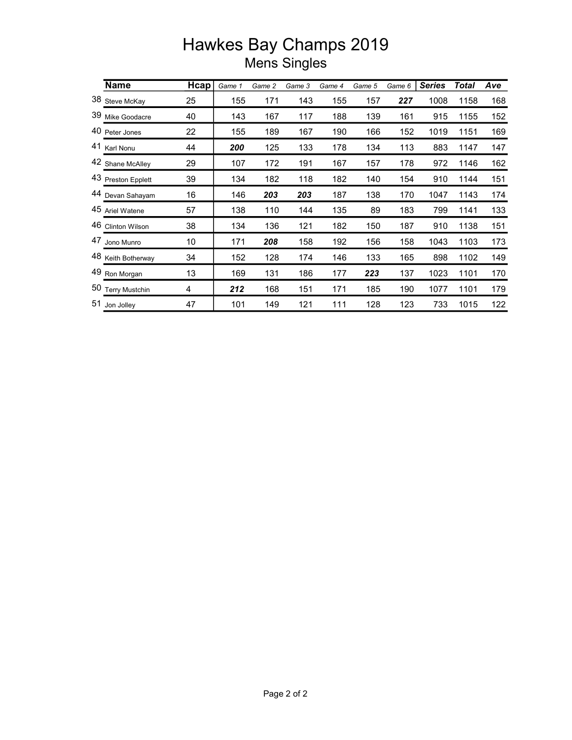# Hawkes Bay Champs 2019

## Mens Singles

| | Name | Hcap | Game 1 | Game 2 | Game 3 | Game 4 | Game 5 | Game 6 | Series | Total | Ave |
|---|---|---|---|---|---|---|---|---|---|---|---|
| 38 | Steve McKay | 25 | 155 | 171 | 143 | 155 | 157 | ***227*** | 1008 | 1158 | 168 |
| 39 | Mike Goodacre | 40 | 143 | 167 | 117 | 188 | 139 | 161 | 915 | 1155 | 152 |
| 40 | Peter Jones | 22 | 155 | 189 | 167 | 190 | 166 | 152 | 1019 | 1151 | 169 |
| 41 | Karl Nonu | 44 | ***200*** | 125 | 133 | 178 | 134 | 113 | 883 | 1147 | 147 |
| 42 | Shane McAlley | 29 | 107 | 172 | 191 | 167 | 157 | 178 | 972 | 1146 | 162 |
| 43 | Preston Epplett | 39 | 134 | 182 | 118 | 182 | 140 | 154 | 910 | 1144 | 151 |
| 44 | Devan Sahayam | 16 | 146 | ***203*** | ***203*** | 187 | 138 | 170 | 1047 | 1143 | 174 |
| 45 | Ariel Watene | 57 | 138 | 110 | 144 | 135 | 89 | 183 | 799 | 1141 | 133 |
| 46 | Clinton Wilson | 38 | 134 | 136 | 121 | 182 | 150 | 187 | 910 | 1138 | 151 |
| 47 | Jono Munro | 10 | 171 | ***208*** | 158 | 192 | 156 | 158 | 1043 | 1103 | 173 |
| 48 | Keith Botherway | 34 | 152 | 128 | 174 | 146 | 133 | 165 | 898 | 1102 | 149 |
| 49 | Ron Morgan | 13 | 169 | 131 | 186 | 177 | ***223*** | 137 | 1023 | 1101 | 170 |
| 50 | Terry Mustchin | 4 | ***212*** | 168 | 151 | 171 | 185 | 190 | 1077 | 1101 | 179 |
| 51 | Jon Jolley | 47 | 101 | 149 | 121 | 111 | 128 | 123 | 733 | 1015 | 122 |